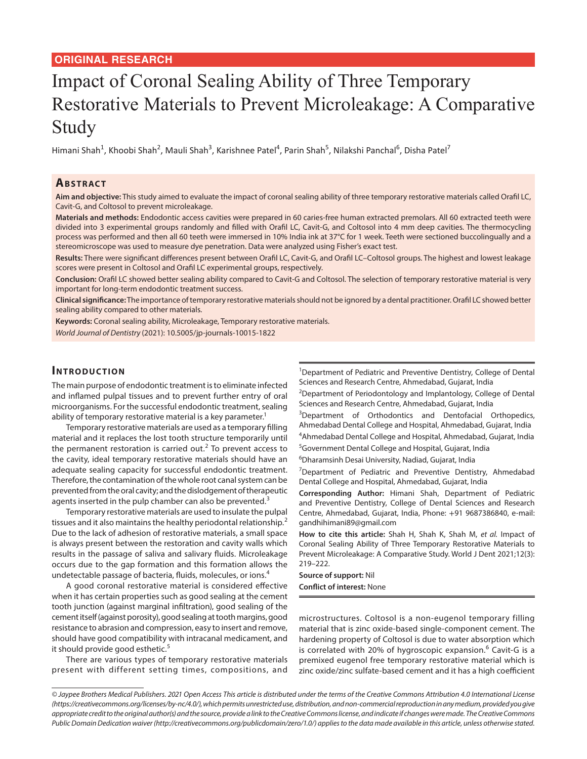ORIGINAL RESEARCH

# Impact of Coronal Sealing Ability of Three Temporary Restorative Materials to Prevent Microleakage: A Comparative Study

Himani Shah[1], Khoobi Shah[2], Mauli Shah[3], Karishnee Patel[4], Parin Shah[5], Nilakshi Panchal[6], Disha Patel[7]

## Abstract

**Aim and objective:** This study aimed to evaluate the impact of coronal sealing ability of three temporary restorative materials called Orafil LC, Cavit-G, and Coltosol to prevent microleakage.

**Materials and methods:** Endodontic access cavities were prepared in 60 caries-free human extracted premolars. All 60 extracted teeth were divided into 3 experimental groups randomly and filled with Orafil LC, Cavit-G, and Coltosol into 4 mm deep cavities. The thermocycling process was performed and then all 60 teeth were immersed in 10% India ink at 37°C for 1 week. Teeth were sectioned buccolingually and a stereomicroscope was used to measure dye penetration. Data were analyzed using Fisher's exact test.

**Results:** There were significant differences present between Orafil LC, Cavit-G, and Orafil LC–Coltosol groups. The highest and lowest leakage scores were present in Coltosol and Orafil LC experimental groups, respectively.

**Conclusion:** Orafil LC showed better sealing ability compared to Cavit-G and Coltosol. The selection of temporary restorative material is very important for long-term endodontic treatment success.

**Clinical significance:** The importance of temporary restorative materials should not be ignored by a dental practitioner. Orafil LC showed better sealing ability compared to other materials.

**Keywords:** Coronal sealing ability, Microleakage, Temporary restorative materials.

*World Journal of Dentistry* (2021): 10.5005/jp-journals-10015-1822

## Introduction

The main purpose of endodontic treatment is to eliminate infected and inflamed pulpal tissues and to prevent further entry of oral microorganisms. For the successful endodontic treatment, sealing ability of temporary restorative material is a key parameter.[1]

Temporary restorative materials are used as a temporary filling material and it replaces the lost tooth structure temporarily until the permanent restoration is carried out.[2] To prevent access to the cavity, ideal temporary restorative materials should have an adequate sealing capacity for successful endodontic treatment. Therefore, the contamination of the whole root canal system can be prevented from the oral cavity; and the dislodgement of therapeutic agents inserted in the pulp chamber can also be prevented.[3]

Temporary restorative materials are used to insulate the pulpal tissues and it also maintains the healthy periodontal relationship.[2] Due to the lack of adhesion of restorative materials, a small space is always present between the restoration and cavity walls which results in the passage of saliva and salivary fluids. Microleakage occurs due to the gap formation and this formation allows the undetectable passage of bacteria, fluids, molecules, or ions.[4]

A good coronal restorative material is considered effective when it has certain properties such as good sealing at the cement tooth junction (against marginal infiltration), good sealing of the cement itself (against porosity), good sealing at tooth margins, good resistance to abrasion and compression, easy to insert and remove, should have good compatibility with intracanal medicament, and it should provide good esthetic.[5]

There are various types of temporary restorative materials present with different setting times, compositions, and microstructures. Coltosol is a non-eugenol temporary filling material that is zinc oxide-based single-component cement. The hardening property of Coltosol is due to water absorption which is correlated with 20% of hygroscopic expansion.[6] Cavit-G is a premixed eugenol free temporary restorative material which is zinc oxide/zinc sulfate-based cement and it has a high coefficient

---

[1]Department of Pediatric and Preventive Dentistry, College of Dental Sciences and Research Centre, Ahmedabad, Gujarat, India

[2]Department of Periodontology and Implantology, College of Dental Sciences and Research Centre, Ahmedabad, Gujarat, India

[3]Department of Orthodontics and Dentofacial Orthopedics, Ahmedabad Dental College and Hospital, Ahmedabad, Gujarat, India

[4]Ahmedabad Dental College and Hospital, Ahmedabad, Gujarat, India

[5]Government Dental College and Hospital, Gujarat, India

[6]Dharamsinh Desai University, Nadiad, Gujarat, India

[7]Department of Pediatric and Preventive Dentistry, Ahmedabad Dental College and Hospital, Ahmedabad, Gujarat, India

**Corresponding Author:** Himani Shah, Department of Pediatric and Preventive Dentistry, College of Dental Sciences and Research Centre, Ahmedabad, Gujarat, India, Phone: +91 9687386840, e-mail: gandhihimani89@gmail.com

**How to cite this article:** Shah H, Shah K, Shah M, *et al.* Impact of Coronal Sealing Ability of Three Temporary Restorative Materials to Prevent Microleakage: A Comparative Study. World J Dent 2021;12(3):219–222.

**Source of support:** Nil

**Conflict of interest:** None

*© Jaypee Brothers Medical Publishers. 2021 Open Access This article is distributed under the terms of the Creative Commons Attribution 4.0 International License (https://creativecommons.org/licenses/by-nc/4.0/), which permits unrestricted use, distribution, and non-commercial reproduction in any medium, provided you give appropriate credit to the original author(s) and the source, provide a link to the Creative Commons license, and indicate if changes were made. The Creative Commons Public Domain Dedication waiver (http://creativecommons.org/publicdomain/zero/1.0/) applies to the data made available in this article, unless otherwise stated.*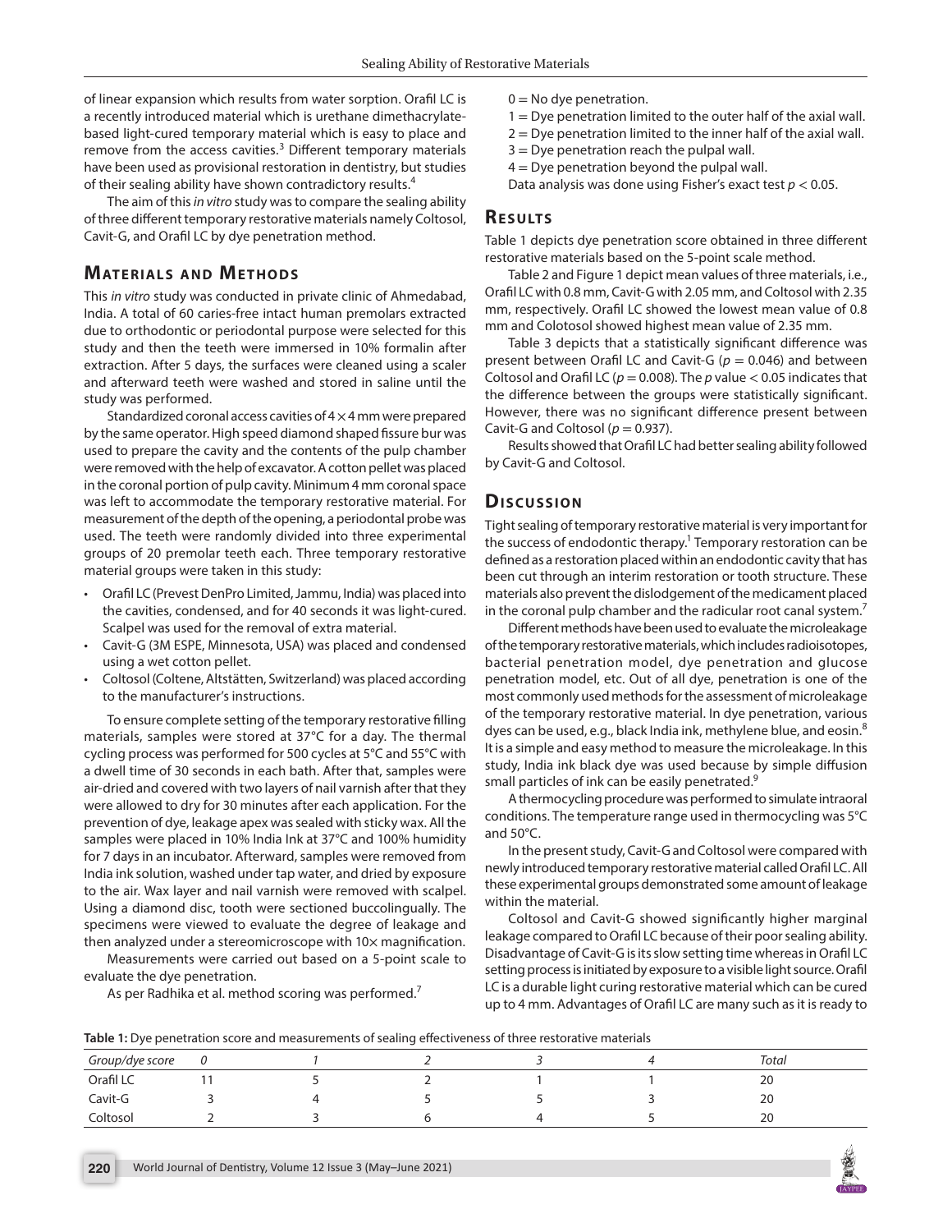of linear expansion which results from water sorption. Orafil LC is a recently introduced material which is urethane dimethacrylate-based light-cured temporary material which is easy to place and remove from the access cavities.[3] Different temporary materials have been used as provisional restoration in dentistry, but studies of their sealing ability have shown contradictory results.[4]

The aim of this *in vitro* study was to compare the sealing ability of three different temporary restorative materials namely Coltosol, Cavit-G, and Orafil LC by dye penetration method.

## Materials and Methods

This *in vitro* study was conducted in private clinic of Ahmedabad, India. A total of 60 caries-free intact human premolars extracted due to orthodontic or periodontal purpose were selected for this study and then the teeth were immersed in 10% formalin after extraction. After 5 days, the surfaces were cleaned using a scaler and afterward teeth were washed and stored in saline until the study was performed.

Standardized coronal access cavities of 4 × 4 mm were prepared by the same operator. High speed diamond shaped fissure bur was used to prepare the cavity and the contents of the pulp chamber were removed with the help of excavator. A cotton pellet was placed in the coronal portion of pulp cavity. Minimum 4 mm coronal space was left to accommodate the temporary restorative material. For measurement of the depth of the opening, a periodontal probe was used. The teeth were randomly divided into three experimental groups of 20 premolar teeth each. Three temporary restorative material groups were taken in this study:

- Orafil LC (Prevest DenPro Limited, Jammu, India) was placed into the cavities, condensed, and for 40 seconds it was light-cured. Scalpel was used for the removal of extra material.
- Cavit-G (3M ESPE, Minnesota, USA) was placed and condensed using a wet cotton pellet.
- Coltosol (Coltene, Altstätten, Switzerland) was placed according to the manufacturer's instructions.

To ensure complete setting of the temporary restorative filling materials, samples were stored at 37°C for a day. The thermal cycling process was performed for 500 cycles at 5°C and 55°C with a dwell time of 30 seconds in each bath. After that, samples were air-dried and covered with two layers of nail varnish after that they were allowed to dry for 30 minutes after each application. For the prevention of dye, leakage apex was sealed with sticky wax. All the samples were placed in 10% India Ink at 37°C and 100% humidity for 7 days in an incubator. Afterward, samples were removed from India ink solution, washed under tap water, and dried by exposure to the air. Wax layer and nail varnish were removed with scalpel. Using a diamond disc, tooth were sectioned buccolingually. The specimens were viewed to evaluate the degree of leakage and then analyzed under a stereomicroscope with 10× magnification.

Measurements were carried out based on a 5-point scale to evaluate the dye penetration.

As per Radhika et al. method scoring was performed.[7]

0 = No dye penetration.
1 = Dye penetration limited to the outer half of the axial wall.
2 = Dye penetration limited to the inner half of the axial wall.
3 = Dye penetration reach the pulpal wall.
4 = Dye penetration beyond the pulpal wall.
Data analysis was done using Fisher's exact test $p < 0.05$.

## Results

Table 1 depicts dye penetration score obtained in three different restorative materials based on the 5-point scale method.

Table 2 and Figure 1 depict mean values of three materials, i.e., Orafil LC with 0.8 mm, Cavit-G with 2.05 mm, and Coltosol with 2.35 mm, respectively. Orafil LC showed the lowest mean value of 0.8 mm and Colotosol showed highest mean value of 2.35 mm.

Table 3 depicts that a statistically significant difference was present between Orafil LC and Cavit-G ($p = 0.046$) and between Coltosol and Orafil LC ($p = 0.008$). The $p$ value $< 0.05$ indicates that the difference between the groups were statistically significant. However, there was no significant difference present between Cavit-G and Coltosol ($p = 0.937$).

Results showed that Orafil LC had better sealing ability followed by Cavit-G and Coltosol.

## Discussion

Tight sealing of temporary restorative material is very important for the success of endodontic therapy.[1] Temporary restoration can be defined as a restoration placed within an endodontic cavity that has been cut through an interim restoration or tooth structure. These materials also prevent the dislodgement of the medicament placed in the coronal pulp chamber and the radicular root canal system.[7]

Different methods have been used to evaluate the microleakage of the temporary restorative materials, which includes radioisotopes, bacterial penetration model, dye penetration and glucose penetration model, etc. Out of all dye, penetration is one of the most commonly used methods for the assessment of microleakage of the temporary restorative material. In dye penetration, various dyes can be used, e.g., black India ink, methylene blue, and eosin.[8] It is a simple and easy method to measure the microleakage. In this study, India ink black dye was used because by simple diffusion small particles of ink can be easily penetrated.[9]

A thermocycling procedure was performed to simulate intraoral conditions. The temperature range used in thermocycling was 5°C and 50°C.

In the present study, Cavit-G and Coltosol were compared with newly introduced temporary restorative material called Orafil LC. All these experimental groups demonstrated some amount of leakage within the material.

Coltosol and Cavit-G showed significantly higher marginal leakage compared to Orafil LC because of their poor sealing ability. Disadvantage of Cavit-G is its slow setting time whereas in Orafil LC setting process is initiated by exposure to a visible light source. Orafil LC is a durable light curing restorative material which can be cured up to 4 mm. Advantages of Orafil LC are many such as it is ready to

**Table 1:** Dye penetration score and measurements of sealing effectiveness of three restorative materials

| *Group/dye score* | *0* | *1* | *2* | *3* | *4* | *Total* |
|---|---|---|---|---|---|---|
| Orafil LC | 11 | 5 | 2 | 1 | 1 | 20 |
| Cavit-G | 3 | 4 | 5 | 5 | 3 | 20 |
| Coltosol | 2 | 3 | 6 | 4 | 5 | 20 |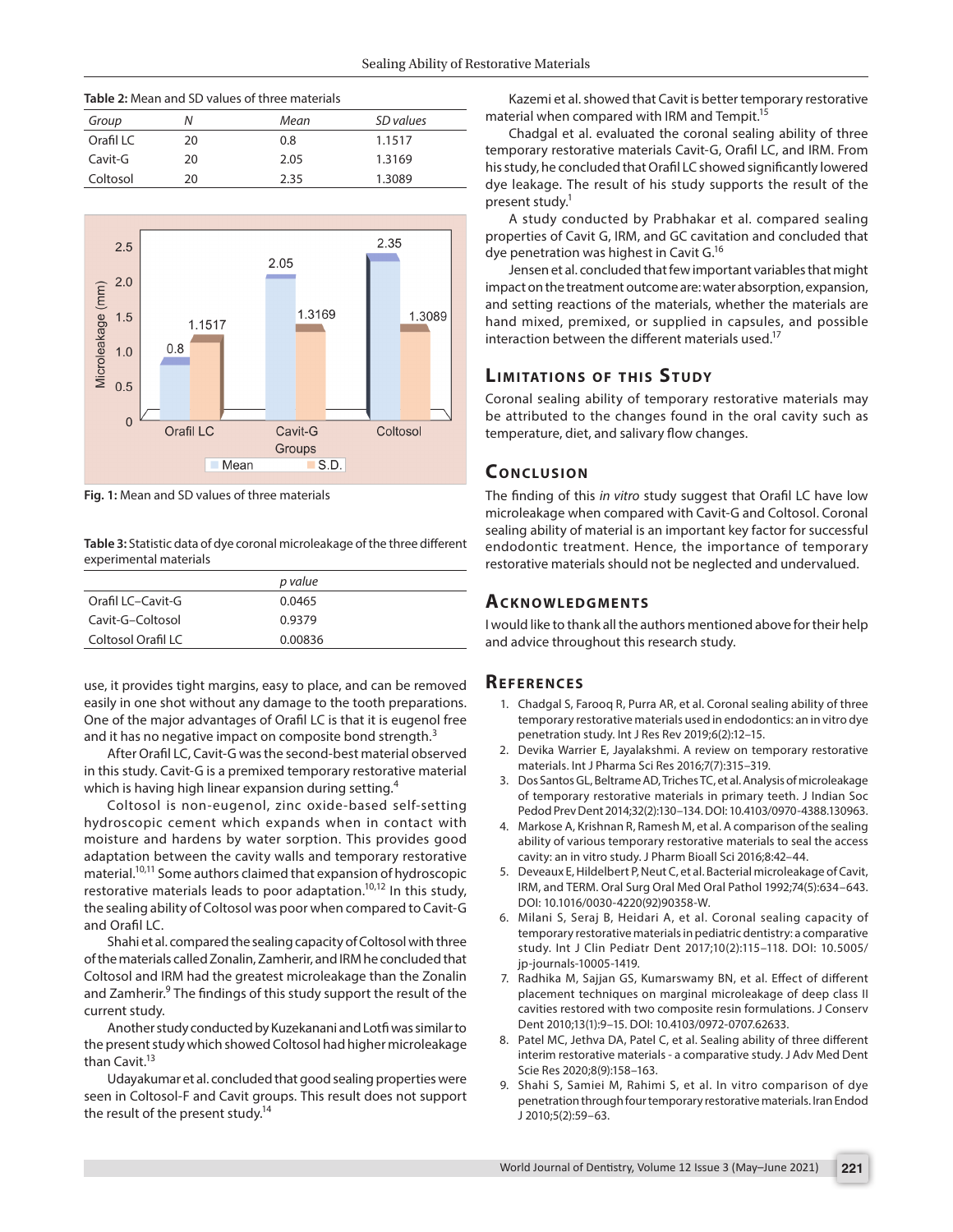**Table 2:** Mean and SD values of three materials

| *Group* | *N* | *Mean* | *SD values* |
|---|---|---|---|
| Orafil LC | 20 | 0.8 | 1.1517 |
| Cavit-G | 20 | 2.05 | 1.3169 |
| Coltosol | 20 | 2.35 | 1.3089 |

**Fig. 1:** Mean and SD values of three materials

**Table 3:** Statistic data of dye coronal microleakage of the three different experimental materials

| | *p value* |
|---|---|
| Orafil LC–Cavit-G | 0.0465 |
| Cavit-G–Coltosol | 0.9379 |
| Coltosol Orafil LC | 0.00836 |

use, it provides tight margins, easy to place, and can be removed easily in one shot without any damage to the tooth preparations. One of the major advantages of Orafil LC is that it is eugenol free and it has no negative impact on composite bond strength.[3]

After Orafil LC, Cavit-G was the second-best material observed in this study. Cavit-G is a premixed temporary restorative material which is having high linear expansion during setting.[4]

Coltosol is non-eugenol, zinc oxide-based self-setting hydroscopic cement which expands when in contact with moisture and hardens by water sorption. This provides good adaptation between the cavity walls and temporary restorative material.[10,11] Some authors claimed that expansion of hydroscopic restorative materials leads to poor adaptation.[10,12] In this study, the sealing ability of Coltosol was poor when compared to Cavit-G and Orafil LC.

Shahi et al. compared the sealing capacity of Coltosol with three of the materials called Zonalin, Zamherir, and IRM he concluded that Coltosol and IRM had the greatest microleakage than the Zonalin and Zamherir.[9] The findings of this study support the result of the current study.

Another study conducted by Kuzekanani and Lotfi was similar to the present study which showed Coltosol had higher microleakage than Cavit.[13]

Udayakumar et al. concluded that good sealing properties were seen in Coltosol-F and Cavit groups. This result does not support the result of the present study.[14]

Kazemi et al. showed that Cavit is better temporary restorative material when compared with IRM and Tempit.[15]

Chadgal et al. evaluated the coronal sealing ability of three temporary restorative materials Cavit-G, Orafil LC, and IRM. From his study, he concluded that Orafil LC showed significantly lowered dye leakage. The result of his study supports the result of the present study.[1]

A study conducted by Prabhakar et al. compared sealing properties of Cavit G, IRM, and GC cavitation and concluded that dye penetration was highest in Cavit G.[16]

Jensen et al. concluded that few important variables that might impact on the treatment outcome are: water absorption, expansion, and setting reactions of the materials, whether the materials are hand mixed, premixed, or supplied in capsules, and possible interaction between the different materials used.[17]

## Limitations of this Study

Coronal sealing ability of temporary restorative materials may be attributed to the changes found in the oral cavity such as temperature, diet, and salivary flow changes.

## Conclusion

The finding of this *in vitro* study suggest that Orafil LC have low microleakage when compared with Cavit-G and Coltosol. Coronal sealing ability of material is an important key factor for successful endodontic treatment. Hence, the importance of temporary restorative materials should not be neglected and undervalued.

## Acknowledgments

I would like to thank all the authors mentioned above for their help and advice throughout this research study.

## References

1. Chadgal S, Farooq R, Purra AR, et al. Coronal sealing ability of three temporary restorative materials used in endodontics: an in vitro dye penetration study. Int J Res Rev 2019;6(2):12–15.
2. Devika Warrier E, Jayalakshmi. A review on temporary restorative materials. Int J Pharma Sci Res 2016;7(7):315–319.
3. Dos Santos GL, Beltrame AD, Triches TC, et al. Analysis of microleakage of temporary restorative materials in primary teeth. J Indian Soc Pedod Prev Dent 2014;32(2):130–134. DOI: 10.4103/0970-4388.130963.
4. Markose A, Krishnan R, Ramesh M, et al. A comparison of the sealing ability of various temporary restorative materials to seal the access cavity: an in vitro study. J Pharm Bioall Sci 2016;8:42–44.
5. Deveaux E, Hildelbert P, Neut C, et al. Bacterial microleakage of Cavit, IRM, and TERM. Oral Surg Oral Med Oral Pathol 1992;74(5):634–643. DOI: 10.1016/0030-4220(92)90358-W.
6. Milani S, Seraj B, Heidari A, et al. Coronal sealing capacity of temporary restorative materials in pediatric dentistry: a comparative study. Int J Clin Pediatr Dent 2017;10(2):115–118. DOI: 10.5005/jp-journals-10005-1419.
7. Radhika M, Sajjan GS, Kumarswamy BN, et al. Effect of different placement techniques on marginal microleakage of deep class II cavities restored with two composite resin formulations. J Conserv Dent 2010;13(1):9–15. DOI: 10.4103/0972-0707.62633.
8. Patel MC, Jethva DA, Patel C, et al. Sealing ability of three different interim restorative materials - a comparative study. J Adv Med Dent Scie Res 2020;8(9):158–163.
9. Shahi S, Samiei M, Rahimi S, et al. In vitro comparison of dye penetration through four temporary restorative materials. Iran Endod J 2010;5(2):59–63.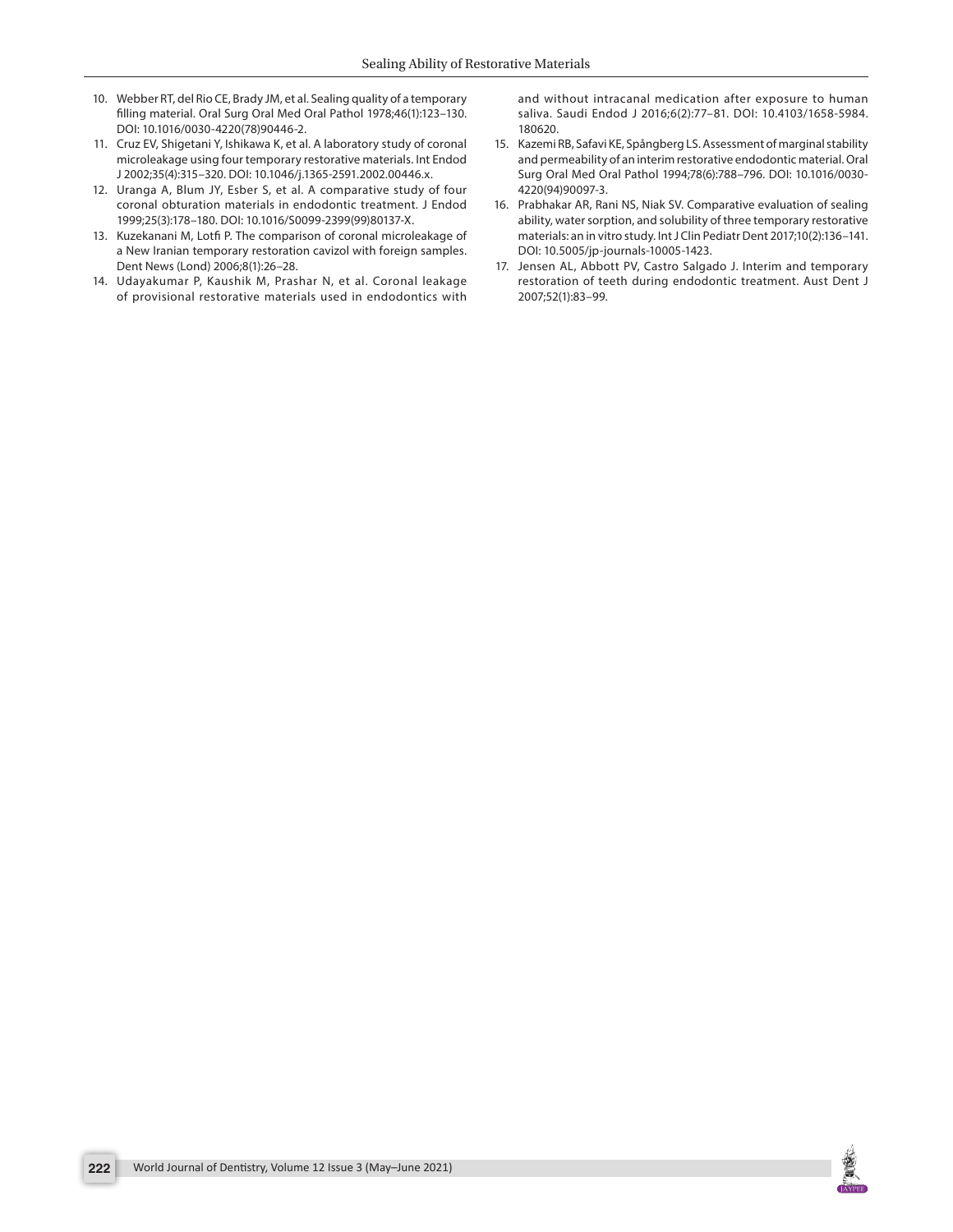10. Webber RT, del Rio CE, Brady JM, et al. Sealing quality of a temporary filling material. Oral Surg Oral Med Oral Pathol 1978;46(1):123–130. DOI: 10.1016/0030-4220(78)90446-2.
11. Cruz EV, Shigetani Y, Ishikawa K, et al. A laboratory study of coronal microleakage using four temporary restorative materials. Int Endod J 2002;35(4):315–320. DOI: 10.1046/j.1365-2591.2002.00446.x.
12. Uranga A, Blum JY, Esber S, et al. A comparative study of four coronal obturation materials in endodontic treatment. J Endod 1999;25(3):178–180. DOI: 10.1016/S0099-2399(99)80137-X.
13. Kuzekanani M, Lotfi P. The comparison of coronal microleakage of a New Iranian temporary restoration cavizol with foreign samples. Dent News (Lond) 2006;8(1):26–28.
14. Udayakumar P, Kaushik M, Prashar N, et al. Coronal leakage of provisional restorative materials used in endodontics with and without intracanal medication after exposure to human saliva. Saudi Endod J 2016;6(2):77–81. DOI: 10.4103/1658-5984.180620.
15. Kazemi RB, Safavi KE, Spångberg LS. Assessment of marginal stability and permeability of an interim restorative endodontic material. Oral Surg Oral Med Oral Pathol 1994;78(6):788–796. DOI: 10.1016/0030-4220(94)90097-3.
16. Prabhakar AR, Rani NS, Niak SV. Comparative evaluation of sealing ability, water sorption, and solubility of three temporary restorative materials: an in vitro study. Int J Clin Pediatr Dent 2017;10(2):136–141. DOI: 10.5005/jp-journals-10005-1423.
17. Jensen AL, Abbott PV, Castro Salgado J. Interim and temporary restoration of teeth during endodontic treatment. Aust Dent J 2007;52(1):83–99.